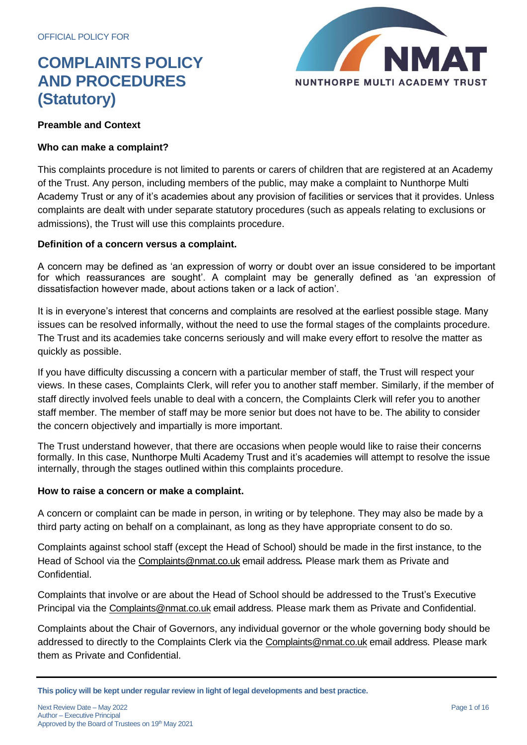OFFICIAL POLICY FOR

# COMPLAINTS POLICY AND PROCEDURES (Statutory)

NMAT
NUNTHORPE MULTI ACADEMY TRUST

**Preamble and Context**

**Who can make a complaint?**

This complaints procedure is not limited to parents or carers of children that are registered at an Academy of the Trust. Any person, including members of the public, may make a complaint to Nunthorpe Multi Academy Trust or any of it's academies about any provision of facilities or services that it provides. Unless complaints are dealt with under separate statutory procedures (such as appeals relating to exclusions or admissions), the Trust will use this complaints procedure.

**Definition of a concern versus a complaint.**

A concern may be defined as 'an expression of worry or doubt over an issue considered to be important for which reassurances are sought'. A complaint may be generally defined as 'an expression of dissatisfaction however made, about actions taken or a lack of action'.

It is in everyone's interest that concerns and complaints are resolved at the earliest possible stage. Many issues can be resolved informally, without the need to use the formal stages of the complaints procedure. The Trust and its academies take concerns seriously and will make every effort to resolve the matter as quickly as possible.

If you have difficulty discussing a concern with a particular member of staff, the Trust will respect your views. In these cases, Complaints Clerk, will refer you to another staff member. Similarly, if the member of staff directly involved feels unable to deal with a concern, the Complaints Clerk will refer you to another staff member. The member of staff may be more senior but does not have to be. The ability to consider the concern objectively and impartially is more important.

The Trust understand however, that there are occasions when people would like to raise their concerns formally. In this case, Nunthorpe Multi Academy Trust and it's academies will attempt to resolve the issue internally, through the stages outlined within this complaints procedure.

**How to raise a concern or make a complaint.**

A concern or complaint can be made in person, in writing or by telephone. They may also be made by a third party acting on behalf on a complainant, as long as they have appropriate consent to do so.

Complaints against school staff (except the Head of School) should be made in the first instance, to the Head of School via the Complaints@nmat.co.uk email address*.* Please mark them as Private and Confidential.

Complaints that involve or are about the Head of School should be addressed to the Trust's Executive Principal via the Complaints@nmat.co.uk email address. Please mark them as Private and Confidential.

Complaints about the Chair of Governors, any individual governor or the whole governing body should be addressed to directly to the Complaints Clerk via the Complaints@nmat.co.uk email address. Please mark them as Private and Confidential.

**This policy will be kept under regular review in light of legal developments and best practice.**

Next Review Date – May 2022
Author – Executive Principal
Approved by the Board of Trustees on 19th May 2021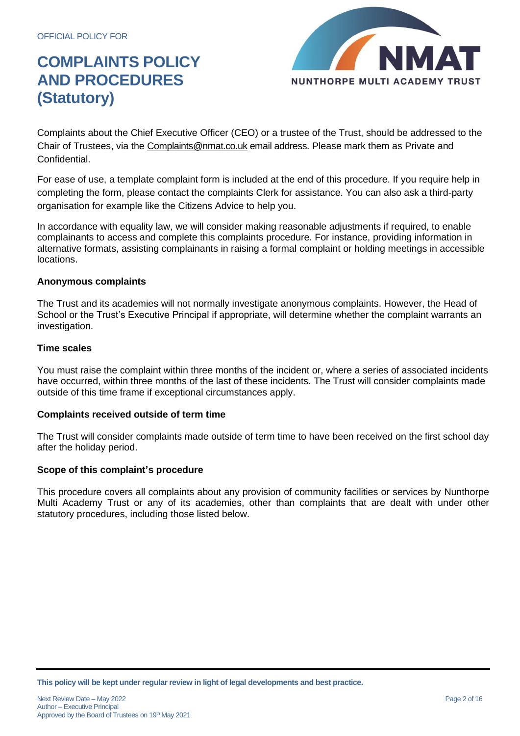Complaints about the Chief Executive Officer (CEO) or a trustee of the Trust, should be addressed to the Chair of Trustees, via the Complaints@nmat.co.uk email address. Please mark them as Private and Confidential.

For ease of use, a template complaint form is included at the end of this procedure. If you require help in completing the form, please contact the complaints Clerk for assistance. You can also ask a third-party organisation for example like the Citizens Advice to help you.

In accordance with equality law, we will consider making reasonable adjustments if required, to enable complainants to access and complete this complaints procedure. For instance, providing information in alternative formats, assisting complainants in raising a formal complaint or holding meetings in accessible locations.

**Anonymous complaints**

The Trust and its academies will not normally investigate anonymous complaints. However, the Head of School or the Trust's Executive Principal if appropriate, will determine whether the complaint warrants an investigation.

**Time scales**

You must raise the complaint within three months of the incident or, where a series of associated incidents have occurred, within three months of the last of these incidents. The Trust will consider complaints made outside of this time frame if exceptional circumstances apply.

**Complaints received outside of term time**

The Trust will consider complaints made outside of term time to have been received on the first school day after the holiday period.

**Scope of this complaint's procedure**

This procedure covers all complaints about any provision of community facilities or services by Nunthorpe Multi Academy Trust or any of its academies, other than complaints that are dealt with under other statutory procedures, including those listed below.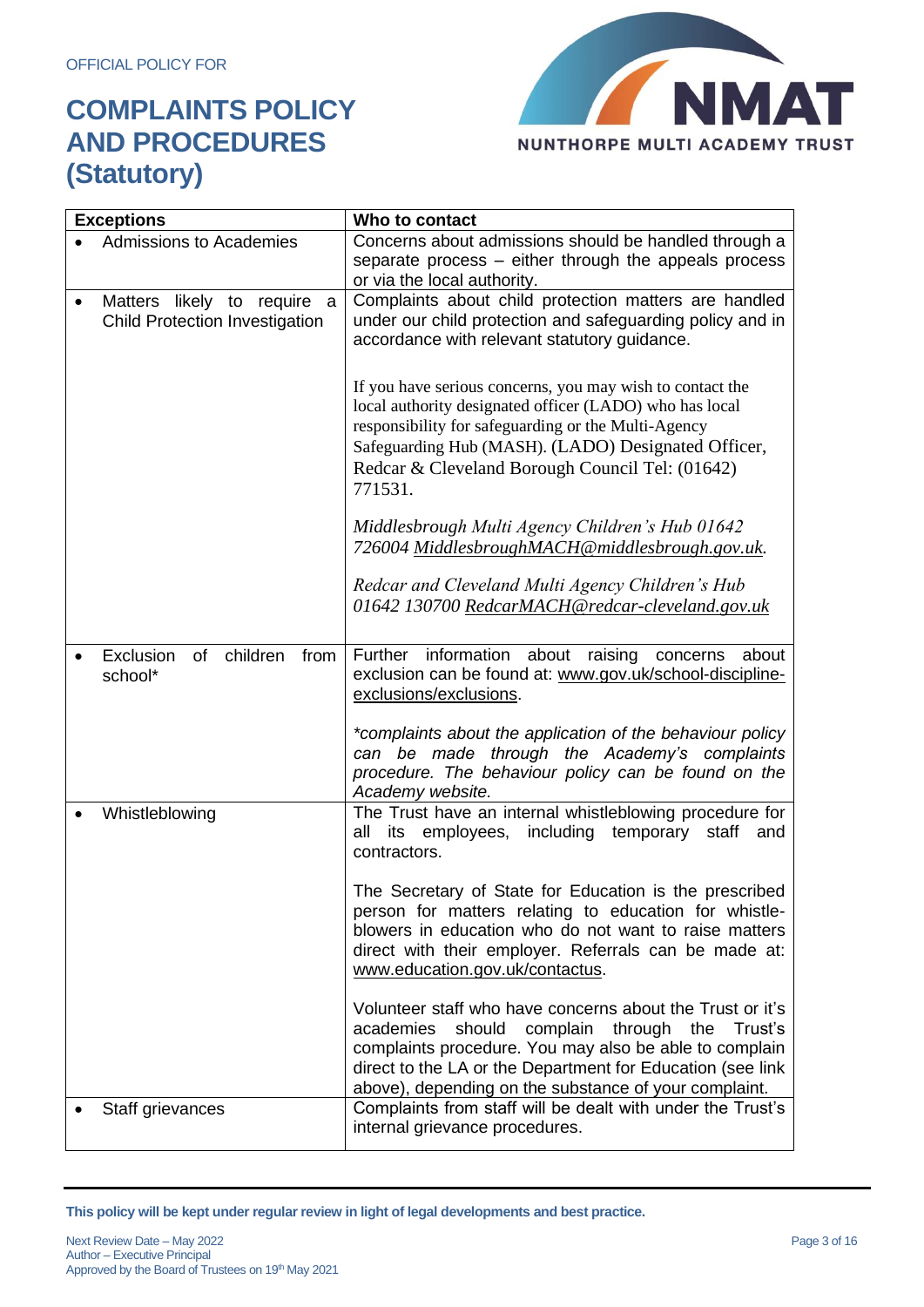| Exceptions | Who to contact |
|---|---|
| • Admissions to Academies | Concerns about admissions should be handled through a separate process – either through the appeals process or via the local authority. |
| • Matters likely to require a Child Protection Investigation | Complaints about child protection matters are handled under our child protection and safeguarding policy and in accordance with relevant statutory guidance.<br><br>If you have serious concerns, you may wish to contact the local authority designated officer (LADO) who has local responsibility for safeguarding or the Multi-Agency Safeguarding Hub (MASH). (LADO) Designated Officer, Redcar & Cleveland Borough Council Tel: (01642) 771531.<br><br>*Middlesbrough Multi Agency Children's Hub 01642 726004 MiddlesbroughMACH@middlesbrough.gov.uk.*<br><br>*Redcar and Cleveland Multi Agency Children's Hub 01642 130700 RedcarMACH@redcar-cleveland.gov.uk* |
| • Exclusion of children from school* | Further information about raising concerns about exclusion can be found at: www.gov.uk/school-discipline-exclusions/exclusions.<br><br>*\*complaints about the application of the behaviour policy can be made through the Academy's complaints procedure. The behaviour policy can be found on the Academy website.* |
| • Whistleblowing | The Trust have an internal whistleblowing procedure for all its employees, including temporary staff and contractors.<br><br>The Secretary of State for Education is the prescribed person for matters relating to education for whistle-blowers in education who do not want to raise matters direct with their employer. Referrals can be made at: www.education.gov.uk/contactus.<br><br>Volunteer staff who have concerns about the Trust or it's academies should complain through the Trust's complaints procedure. You may also be able to complain direct to the LA or the Department for Education (see link above), depending on the substance of your complaint. |
| • Staff grievances | Complaints from staff will be dealt with under the Trust's internal grievance procedures. |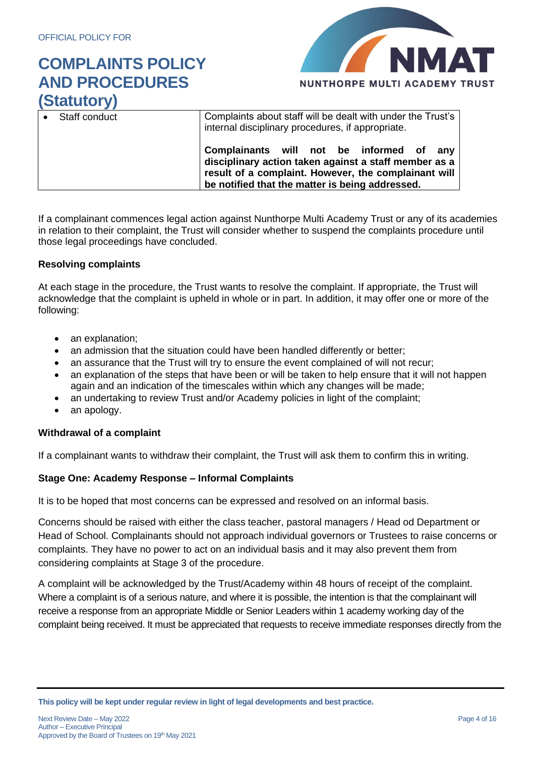| • Staff conduct | Complaints about staff will be dealt with under the Trust's internal disciplinary procedures, if appropriate.<br><br>**Complainants will not be informed of any disciplinary action taken against a staff member as a result of a complaint. However, the complainant will be notified that the matter is being addressed.** |
|---|---|

If a complainant commences legal action against Nunthorpe Multi Academy Trust or any of its academies in relation to their complaint, the Trust will consider whether to suspend the complaints procedure until those legal proceedings have concluded.

**Resolving complaints**

At each stage in the procedure, the Trust wants to resolve the complaint. If appropriate, the Trust will acknowledge that the complaint is upheld in whole or in part. In addition, it may offer one or more of the following:

- an explanation;
- an admission that the situation could have been handled differently or better;
- an assurance that the Trust will try to ensure the event complained of will not recur;
- an explanation of the steps that have been or will be taken to help ensure that it will not happen again and an indication of the timescales within which any changes will be made;
- an undertaking to review Trust and/or Academy policies in light of the complaint;
- an apology.

**Withdrawal of a complaint**

If a complainant wants to withdraw their complaint, the Trust will ask them to confirm this in writing.

**Stage One: Academy Response – Informal Complaints**

It is to be hoped that most concerns can be expressed and resolved on an informal basis.

Concerns should be raised with either the class teacher, pastoral managers / Head od Department or Head of School. Complainants should not approach individual governors or Trustees to raise concerns or complaints. They have no power to act on an individual basis and it may also prevent them from considering complaints at Stage 3 of the procedure.

A complaint will be acknowledged by the Trust/Academy within 48 hours of receipt of the complaint. Where a complaint is of a serious nature, and where it is possible, the intention is that the complainant will receive a response from an appropriate Middle or Senior Leaders within 1 academy working day of the complaint being received. It must be appreciated that requests to receive immediate responses directly from the

This policy will be kept under regular review in light of legal developments and best practice.

Next Review Date – May 2022
Author – Executive Principal
Approved by the Board of Trustees on 19th May 2021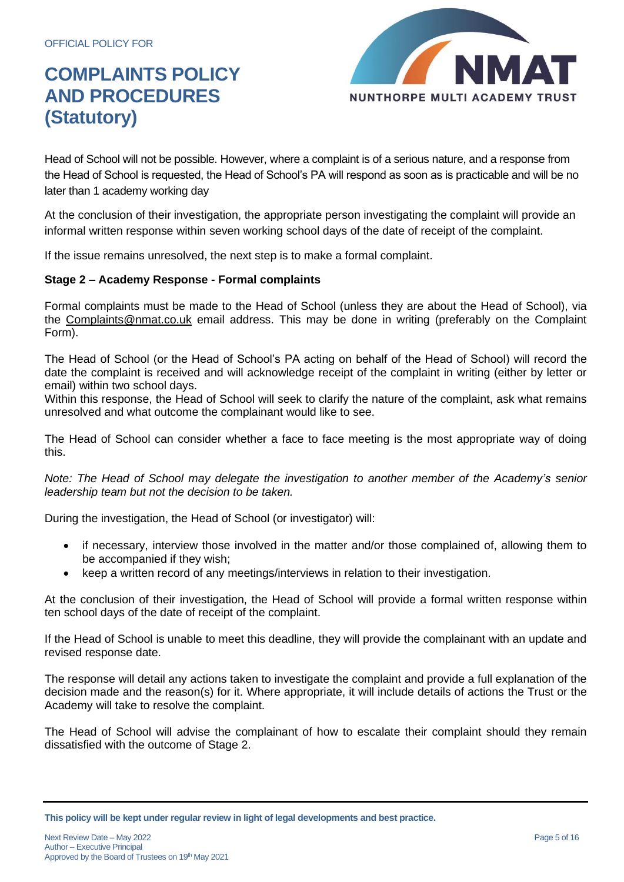Head of School will not be possible. However, where a complaint is of a serious nature, and a response from the Head of School is requested, the Head of School's PA will respond as soon as is practicable and will be no later than 1 academy working day

At the conclusion of their investigation, the appropriate person investigating the complaint will provide an informal written response within seven working school days of the date of receipt of the complaint.

If the issue remains unresolved, the next step is to make a formal complaint.

**Stage 2 – Academy Response - Formal complaints**

Formal complaints must be made to the Head of School (unless they are about the Head of School), via the Complaints@nmat.co.uk email address. This may be done in writing (preferably on the Complaint Form).

The Head of School (or the Head of School's PA acting on behalf of the Head of School) will record the date the complaint is received and will acknowledge receipt of the complaint in writing (either by letter or email) within two school days.
Within this response, the Head of School will seek to clarify the nature of the complaint, ask what remains unresolved and what outcome the complainant would like to see.

The Head of School can consider whether a face to face meeting is the most appropriate way of doing this.

*Note: The Head of School may delegate the investigation to another member of the Academy's senior leadership team but not the decision to be taken.*

During the investigation, the Head of School (or investigator) will:

- if necessary, interview those involved in the matter and/or those complained of, allowing them to be accompanied if they wish;
- keep a written record of any meetings/interviews in relation to their investigation.

At the conclusion of their investigation, the Head of School will provide a formal written response within ten school days of the date of receipt of the complaint.

If the Head of School is unable to meet this deadline, they will provide the complainant with an update and revised response date.

The response will detail any actions taken to investigate the complaint and provide a full explanation of the decision made and the reason(s) for it. Where appropriate, it will include details of actions the Trust or the Academy will take to resolve the complaint.

The Head of School will advise the complainant of how to escalate their complaint should they remain dissatisfied with the outcome of Stage 2.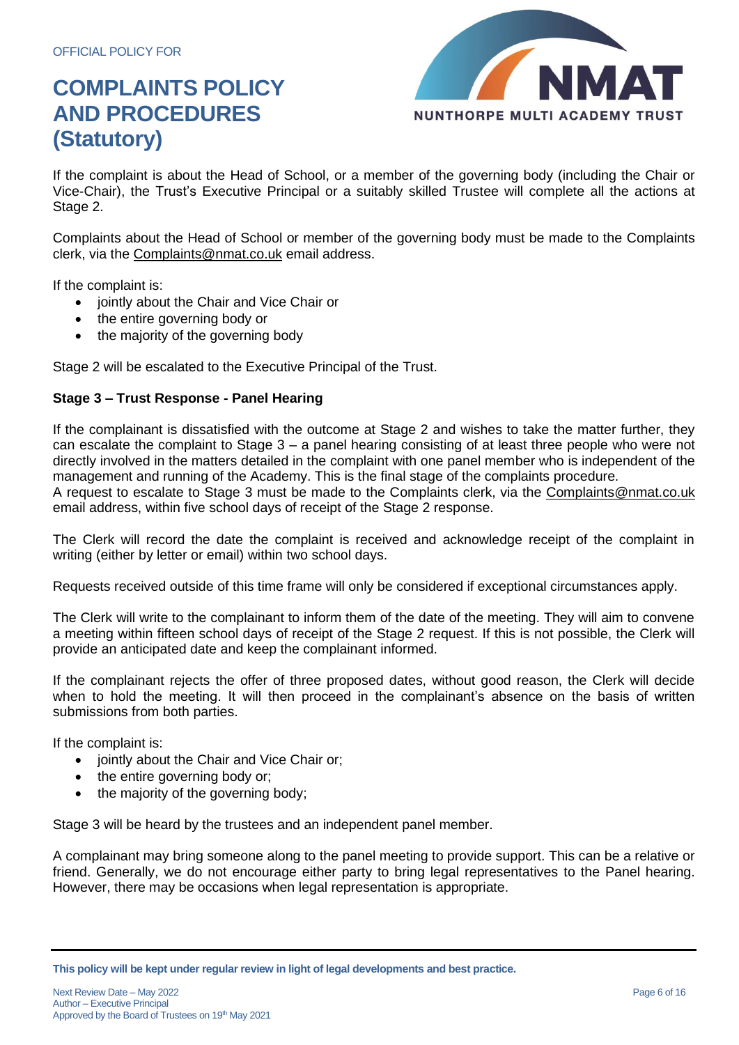If the complaint is about the Head of School, or a member of the governing body (including the Chair or Vice-Chair), the Trust's Executive Principal or a suitably skilled Trustee will complete all the actions at Stage 2.

Complaints about the Head of School or member of the governing body must be made to the Complaints clerk, via the Complaints@nmat.co.uk email address.

If the complaint is:

- jointly about the Chair and Vice Chair or
- the entire governing body or
- the majority of the governing body

Stage 2 will be escalated to the Executive Principal of the Trust.

**Stage 3 – Trust Response - Panel Hearing**

If the complainant is dissatisfied with the outcome at Stage 2 and wishes to take the matter further, they can escalate the complaint to Stage 3 – a panel hearing consisting of at least three people who were not directly involved in the matters detailed in the complaint with one panel member who is independent of the management and running of the Academy. This is the final stage of the complaints procedure.
A request to escalate to Stage 3 must be made to the Complaints clerk, via the Complaints@nmat.co.uk email address, within five school days of receipt of the Stage 2 response.

The Clerk will record the date the complaint is received and acknowledge receipt of the complaint in writing (either by letter or email) within two school days.

Requests received outside of this time frame will only be considered if exceptional circumstances apply.

The Clerk will write to the complainant to inform them of the date of the meeting. They will aim to convene a meeting within fifteen school days of receipt of the Stage 2 request. If this is not possible, the Clerk will provide an anticipated date and keep the complainant informed.

If the complainant rejects the offer of three proposed dates, without good reason, the Clerk will decide when to hold the meeting. It will then proceed in the complainant's absence on the basis of written submissions from both parties.

If the complaint is:

- jointly about the Chair and Vice Chair or;
- the entire governing body or;
- the majority of the governing body;

Stage 3 will be heard by the trustees and an independent panel member.

A complainant may bring someone along to the panel meeting to provide support. This can be a relative or friend. Generally, we do not encourage either party to bring legal representatives to the Panel hearing. However, there may be occasions when legal representation is appropriate.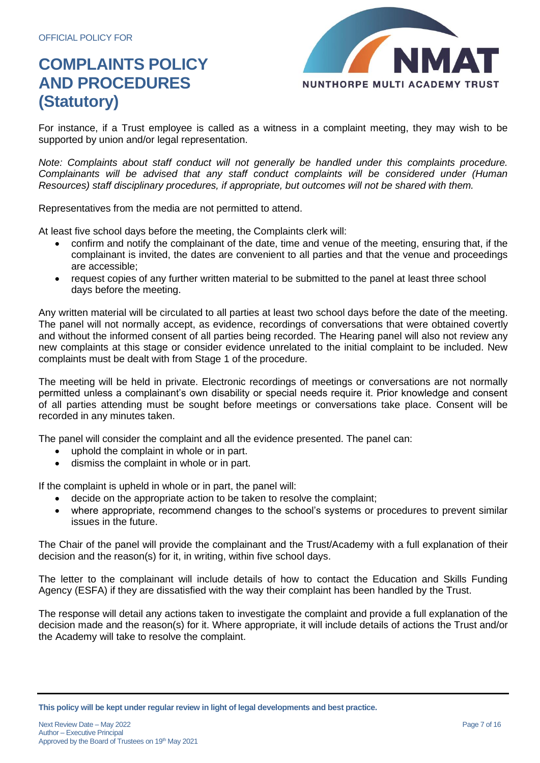For instance, if a Trust employee is called as a witness in a complaint meeting, they may wish to be supported by union and/or legal representation.

*Note: Complaints about staff conduct will not generally be handled under this complaints procedure. Complainants will be advised that any staff conduct complaints will be considered under (Human Resources) staff disciplinary procedures, if appropriate, but outcomes will not be shared with them.*

Representatives from the media are not permitted to attend.

At least five school days before the meeting, the Complaints clerk will:

- confirm and notify the complainant of the date, time and venue of the meeting, ensuring that, if the complainant is invited, the dates are convenient to all parties and that the venue and proceedings are accessible;
- request copies of any further written material to be submitted to the panel at least three school days before the meeting.

Any written material will be circulated to all parties at least two school days before the date of the meeting. The panel will not normally accept, as evidence, recordings of conversations that were obtained covertly and without the informed consent of all parties being recorded. The Hearing panel will also not review any new complaints at this stage or consider evidence unrelated to the initial complaint to be included. New complaints must be dealt with from Stage 1 of the procedure.

The meeting will be held in private. Electronic recordings of meetings or conversations are not normally permitted unless a complainant's own disability or special needs require it. Prior knowledge and consent of all parties attending must be sought before meetings or conversations take place. Consent will be recorded in any minutes taken.

The panel will consider the complaint and all the evidence presented. The panel can:

- uphold the complaint in whole or in part.
- dismiss the complaint in whole or in part.

If the complaint is upheld in whole or in part, the panel will:

- decide on the appropriate action to be taken to resolve the complaint;
- where appropriate, recommend changes to the school's systems or procedures to prevent similar issues in the future.

The Chair of the panel will provide the complainant and the Trust/Academy with a full explanation of their decision and the reason(s) for it, in writing, within five school days.

The letter to the complainant will include details of how to contact the Education and Skills Funding Agency (ESFA) if they are dissatisfied with the way their complaint has been handled by the Trust.

The response will detail any actions taken to investigate the complaint and provide a full explanation of the decision made and the reason(s) for it. Where appropriate, it will include details of actions the Trust and/or the Academy will take to resolve the complaint.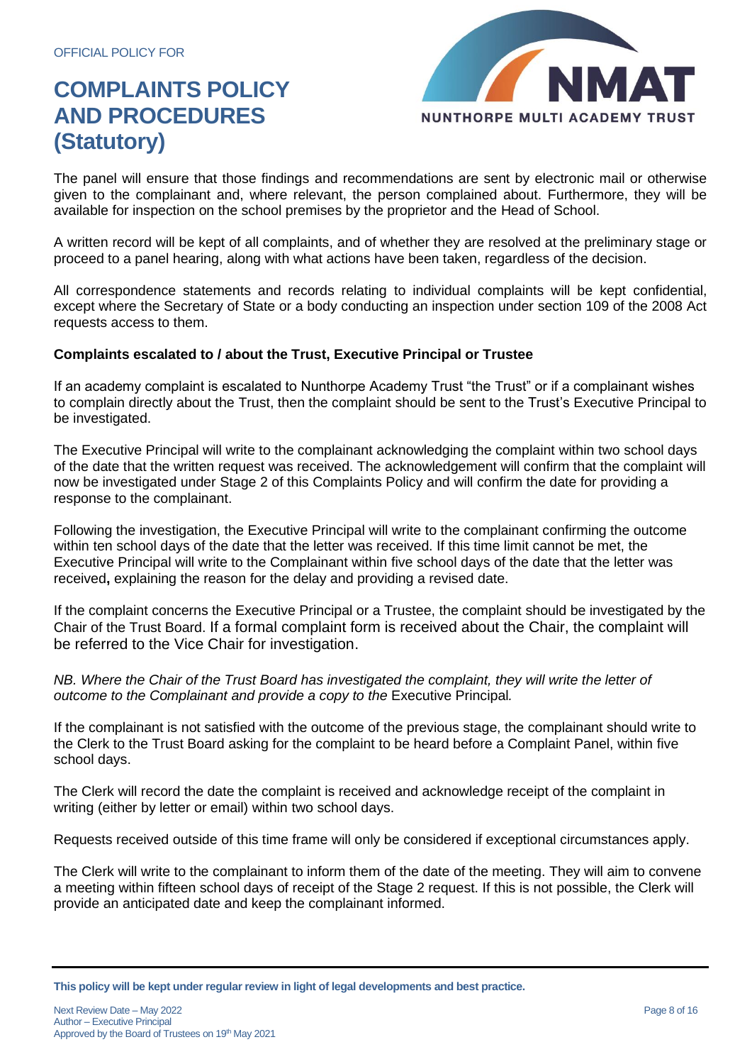The panel will ensure that those findings and recommendations are sent by electronic mail or otherwise given to the complainant and, where relevant, the person complained about. Furthermore, they will be available for inspection on the school premises by the proprietor and the Head of School.

A written record will be kept of all complaints, and of whether they are resolved at the preliminary stage or proceed to a panel hearing, along with what actions have been taken, regardless of the decision.

All correspondence statements and records relating to individual complaints will be kept confidential, except where the Secretary of State or a body conducting an inspection under section 109 of the 2008 Act requests access to them.

**Complaints escalated to / about the Trust, Executive Principal or Trustee**

If an academy complaint is escalated to Nunthorpe Academy Trust "the Trust" or if a complainant wishes to complain directly about the Trust, then the complaint should be sent to the Trust's Executive Principal to be investigated.

The Executive Principal will write to the complainant acknowledging the complaint within two school days of the date that the written request was received. The acknowledgement will confirm that the complaint will now be investigated under Stage 2 of this Complaints Policy and will confirm the date for providing a response to the complainant.

Following the investigation, the Executive Principal will write to the complainant confirming the outcome within ten school days of the date that the letter was received. If this time limit cannot be met, the Executive Principal will write to the Complainant within five school days of the date that the letter was received**,** explaining the reason for the delay and providing a revised date.

If the complaint concerns the Executive Principal or a Trustee, the complaint should be investigated by the Chair of the Trust Board. If a formal complaint form is received about the Chair, the complaint will be referred to the Vice Chair for investigation.

*NB. Where the Chair of the Trust Board has investigated the complaint, they will write the letter of outcome to the Complainant and provide a copy to the* Executive Principal*.*

If the complainant is not satisfied with the outcome of the previous stage, the complainant should write to the Clerk to the Trust Board asking for the complaint to be heard before a Complaint Panel, within five school days.

The Clerk will record the date the complaint is received and acknowledge receipt of the complaint in writing (either by letter or email) within two school days.

Requests received outside of this time frame will only be considered if exceptional circumstances apply.

The Clerk will write to the complainant to inform them of the date of the meeting. They will aim to convene a meeting within fifteen school days of receipt of the Stage 2 request. If this is not possible, the Clerk will provide an anticipated date and keep the complainant informed.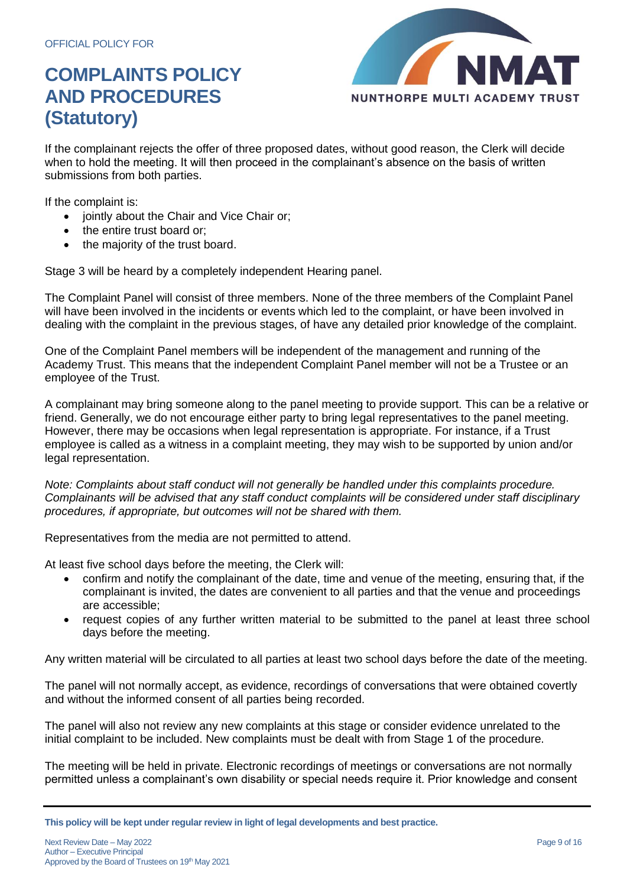If the complainant rejects the offer of three proposed dates, without good reason, the Clerk will decide when to hold the meeting. It will then proceed in the complainant's absence on the basis of written submissions from both parties.

If the complaint is:

- jointly about the Chair and Vice Chair or;
- the entire trust board or;
- the majority of the trust board.

Stage 3 will be heard by a completely independent Hearing panel.

The Complaint Panel will consist of three members. None of the three members of the Complaint Panel will have been involved in the incidents or events which led to the complaint, or have been involved in dealing with the complaint in the previous stages, of have any detailed prior knowledge of the complaint.

One of the Complaint Panel members will be independent of the management and running of the Academy Trust. This means that the independent Complaint Panel member will not be a Trustee or an employee of the Trust.

A complainant may bring someone along to the panel meeting to provide support. This can be a relative or friend. Generally, we do not encourage either party to bring legal representatives to the panel meeting. However, there may be occasions when legal representation is appropriate. For instance, if a Trust employee is called as a witness in a complaint meeting, they may wish to be supported by union and/or legal representation.

*Note: Complaints about staff conduct will not generally be handled under this complaints procedure. Complainants will be advised that any staff conduct complaints will be considered under staff disciplinary procedures, if appropriate, but outcomes will not be shared with them.*

Representatives from the media are not permitted to attend.

At least five school days before the meeting, the Clerk will:

- confirm and notify the complainant of the date, time and venue of the meeting, ensuring that, if the complainant is invited, the dates are convenient to all parties and that the venue and proceedings are accessible;
- request copies of any further written material to be submitted to the panel at least three school days before the meeting.

Any written material will be circulated to all parties at least two school days before the date of the meeting.

The panel will not normally accept, as evidence, recordings of conversations that were obtained covertly and without the informed consent of all parties being recorded.

The panel will also not review any new complaints at this stage or consider evidence unrelated to the initial complaint to be included. New complaints must be dealt with from Stage 1 of the procedure.

The meeting will be held in private. Electronic recordings of meetings or conversations are not normally permitted unless a complainant's own disability or special needs require it. Prior knowledge and consent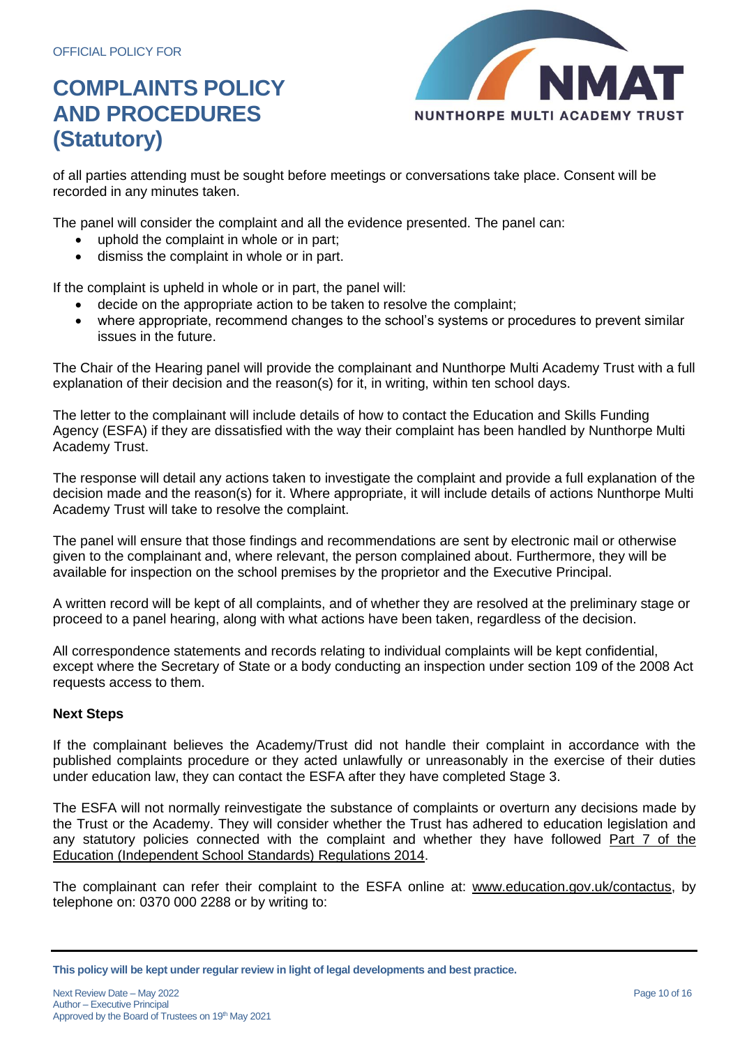of all parties attending must be sought before meetings or conversations take place. Consent will be recorded in any minutes taken.

The panel will consider the complaint and all the evidence presented. The panel can:

- uphold the complaint in whole or in part;
- dismiss the complaint in whole or in part.

If the complaint is upheld in whole or in part, the panel will:

- decide on the appropriate action to be taken to resolve the complaint;
- where appropriate, recommend changes to the school's systems or procedures to prevent similar issues in the future.

The Chair of the Hearing panel will provide the complainant and Nunthorpe Multi Academy Trust with a full explanation of their decision and the reason(s) for it, in writing, within ten school days.

The letter to the complainant will include details of how to contact the Education and Skills Funding Agency (ESFA) if they are dissatisfied with the way their complaint has been handled by Nunthorpe Multi Academy Trust.

The response will detail any actions taken to investigate the complaint and provide a full explanation of the decision made and the reason(s) for it. Where appropriate, it will include details of actions Nunthorpe Multi Academy Trust will take to resolve the complaint.

The panel will ensure that those findings and recommendations are sent by electronic mail or otherwise given to the complainant and, where relevant, the person complained about. Furthermore, they will be available for inspection on the school premises by the proprietor and the Executive Principal.

A written record will be kept of all complaints, and of whether they are resolved at the preliminary stage or proceed to a panel hearing, along with what actions have been taken, regardless of the decision.

All correspondence statements and records relating to individual complaints will be kept confidential, except where the Secretary of State or a body conducting an inspection under section 109 of the 2008 Act requests access to them.

**Next Steps**

If the complainant believes the Academy/Trust did not handle their complaint in accordance with the published complaints procedure or they acted unlawfully or unreasonably in the exercise of their duties under education law, they can contact the ESFA after they have completed Stage 3.

The ESFA will not normally reinvestigate the substance of complaints or overturn any decisions made by the Trust or the Academy. They will consider whether the Trust has adhered to education legislation and any statutory policies connected with the complaint and whether they have followed Part 7 of the Education (Independent School Standards) Regulations 2014.

The complainant can refer their complaint to the ESFA online at: www.education.gov.uk/contactus, by telephone on: 0370 000 2288 or by writing to: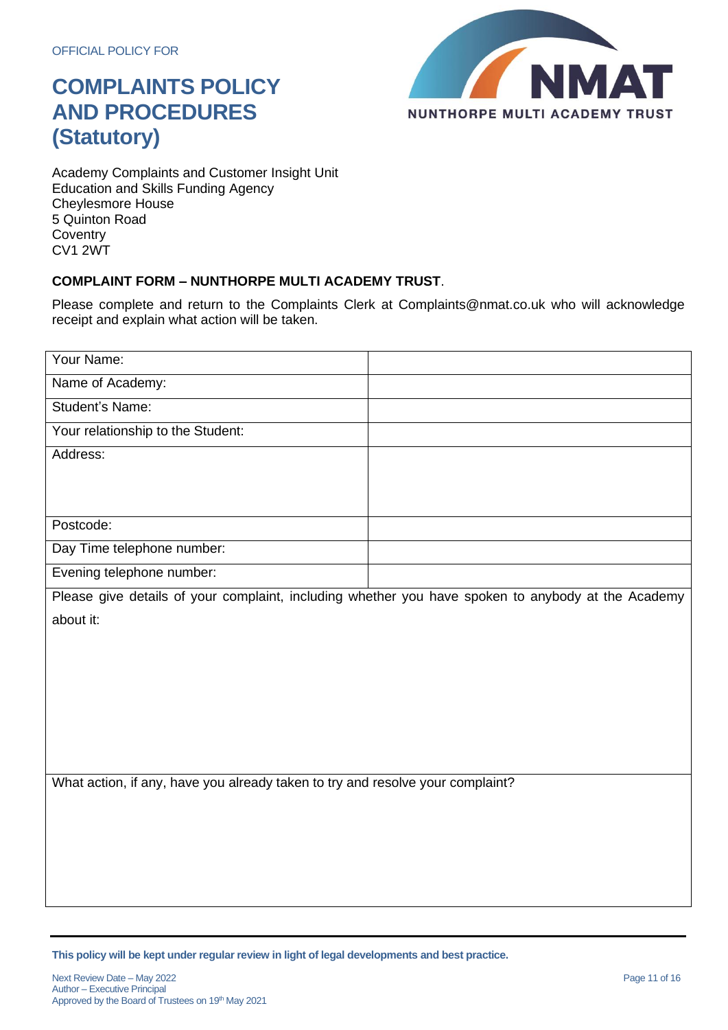Academy Complaints and Customer Insight Unit
Education and Skills Funding Agency
Cheylesmore House
5 Quinton Road
Coventry
CV1 2WT

**COMPLAINT FORM – NUNTHORPE MULTI ACADEMY TRUST**.

Please complete and return to the Complaints Clerk at Complaints@nmat.co.uk who will acknowledge receipt and explain what action will be taken.

| | |
|---|---|
| Your Name: | |
| Name of Academy: | |
| Student's Name: | |
| Your relationship to the Student: | |
| Address: | |
| Postcode: | |
| Day Time telephone number: | |
| Evening telephone number: | |
| Please give details of your complaint, including whether you have spoken to anybody at the Academy about it: | |
| What action, if any, have you already taken to try and resolve your complaint? | |

**This policy will be kept under regular review in light of legal developments and best practice.**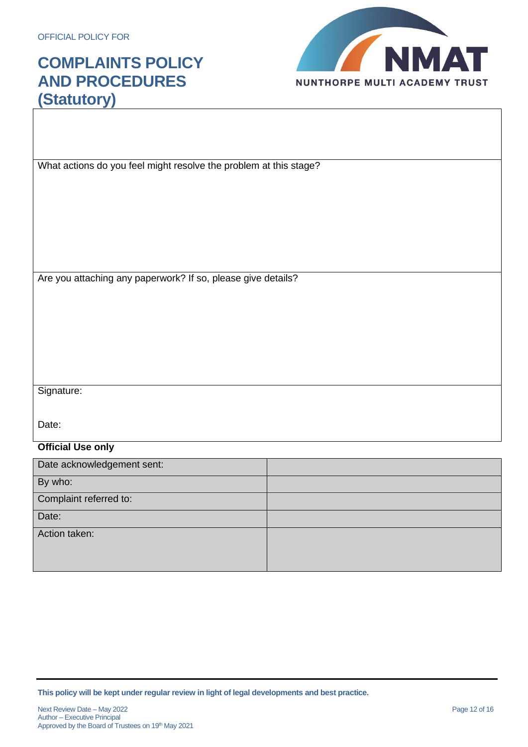What actions do you feel might resolve the problem at this stage?

Are you attaching any paperwork? If so, please give details?

Signature:

Date:

**Official Use only**

| Date acknowledgement sent: | |
|---|---|
| By who: | |
| Complaint referred to: | |
| Date: | |
| Action taken: | |

**This policy will be kept under regular review in light of legal developments and best practice.**

Next Review Date – May 2022
Author – Executive Principal
Approved by the Board of Trustees on 19th May 2021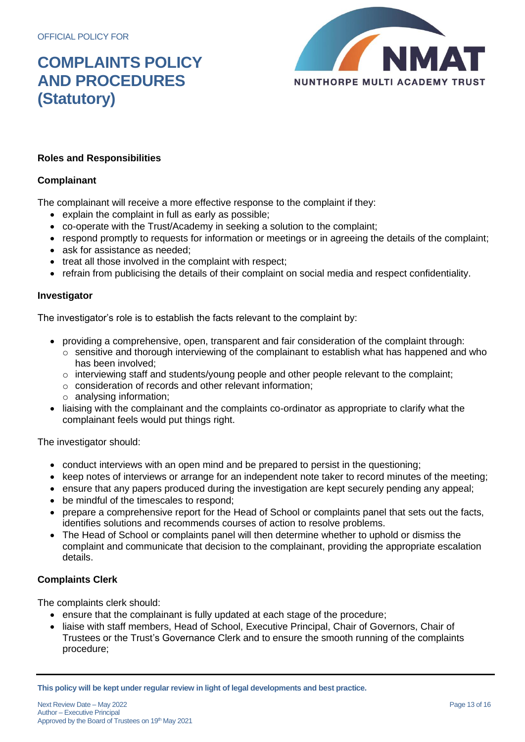### Roles and Responsibilities

#### Complainant

The complainant will receive a more effective response to the complaint if they:

- explain the complaint in full as early as possible;
- co-operate with the Trust/Academy in seeking a solution to the complaint;
- respond promptly to requests for information or meetings or in agreeing the details of the complaint;
- ask for assistance as needed;
- treat all those involved in the complaint with respect;
- refrain from publicising the details of their complaint on social media and respect confidentiality.

#### Investigator

The investigator's role is to establish the facts relevant to the complaint by:

- providing a comprehensive, open, transparent and fair consideration of the complaint through:
  - sensitive and thorough interviewing of the complainant to establish what has happened and who has been involved;
  - interviewing staff and students/young people and other people relevant to the complaint;
  - consideration of records and other relevant information;
  - analysing information;
- liaising with the complainant and the complaints co-ordinator as appropriate to clarify what the complainant feels would put things right.

The investigator should:

- conduct interviews with an open mind and be prepared to persist in the questioning;
- keep notes of interviews or arrange for an independent note taker to record minutes of the meeting;
- ensure that any papers produced during the investigation are kept securely pending any appeal;
- be mindful of the timescales to respond;
- prepare a comprehensive report for the Head of School or complaints panel that sets out the facts, identifies solutions and recommends courses of action to resolve problems.
- The Head of School or complaints panel will then determine whether to uphold or dismiss the complaint and communicate that decision to the complainant, providing the appropriate escalation details.

#### Complaints Clerk

The complaints clerk should:

- ensure that the complainant is fully updated at each stage of the procedure;
- liaise with staff members, Head of School, Executive Principal, Chair of Governors, Chair of Trustees or the Trust's Governance Clerk and to ensure the smooth running of the complaints procedure;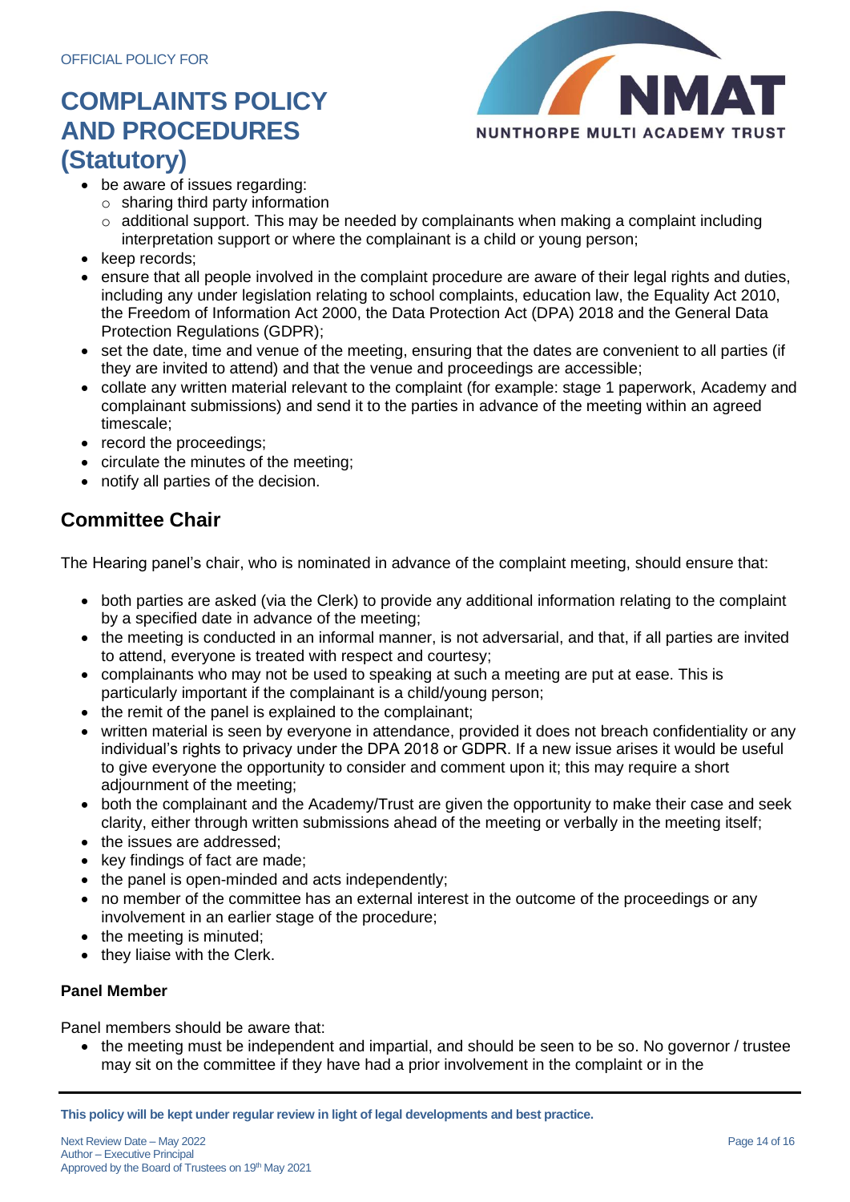- be aware of issues regarding:
  - sharing third party information
  - additional support. This may be needed by complainants when making a complaint including interpretation support or where the complainant is a child or young person;
- keep records;
- ensure that all people involved in the complaint procedure are aware of their legal rights and duties, including any under legislation relating to school complaints, education law, the Equality Act 2010, the Freedom of Information Act 2000, the Data Protection Act (DPA) 2018 and the General Data Protection Regulations (GDPR);
- set the date, time and venue of the meeting, ensuring that the dates are convenient to all parties (if they are invited to attend) and that the venue and proceedings are accessible;
- collate any written material relevant to the complaint (for example: stage 1 paperwork, Academy and complainant submissions) and send it to the parties in advance of the meeting within an agreed timescale;
- record the proceedings;
- circulate the minutes of the meeting;
- notify all parties of the decision.

## Committee Chair

The Hearing panel's chair, who is nominated in advance of the complaint meeting, should ensure that:

- both parties are asked (via the Clerk) to provide any additional information relating to the complaint by a specified date in advance of the meeting;
- the meeting is conducted in an informal manner, is not adversarial, and that, if all parties are invited to attend, everyone is treated with respect and courtesy;
- complainants who may not be used to speaking at such a meeting are put at ease. This is particularly important if the complainant is a child/young person;
- the remit of the panel is explained to the complainant;
- written material is seen by everyone in attendance, provided it does not breach confidentiality or any individual's rights to privacy under the DPA 2018 or GDPR. If a new issue arises it would be useful to give everyone the opportunity to consider and comment upon it; this may require a short adjournment of the meeting;
- both the complainant and the Academy/Trust are given the opportunity to make their case and seek clarity, either through written submissions ahead of the meeting or verbally in the meeting itself;
- the issues are addressed;
- key findings of fact are made;
- the panel is open-minded and acts independently;
- no member of the committee has an external interest in the outcome of the proceedings or any involvement in an earlier stage of the procedure;
- the meeting is minuted;
- they liaise with the Clerk.

### Panel Member

Panel members should be aware that:

- the meeting must be independent and impartial, and should be seen to be so. No governor / trustee may sit on the committee if they have had a prior involvement in the complaint or in the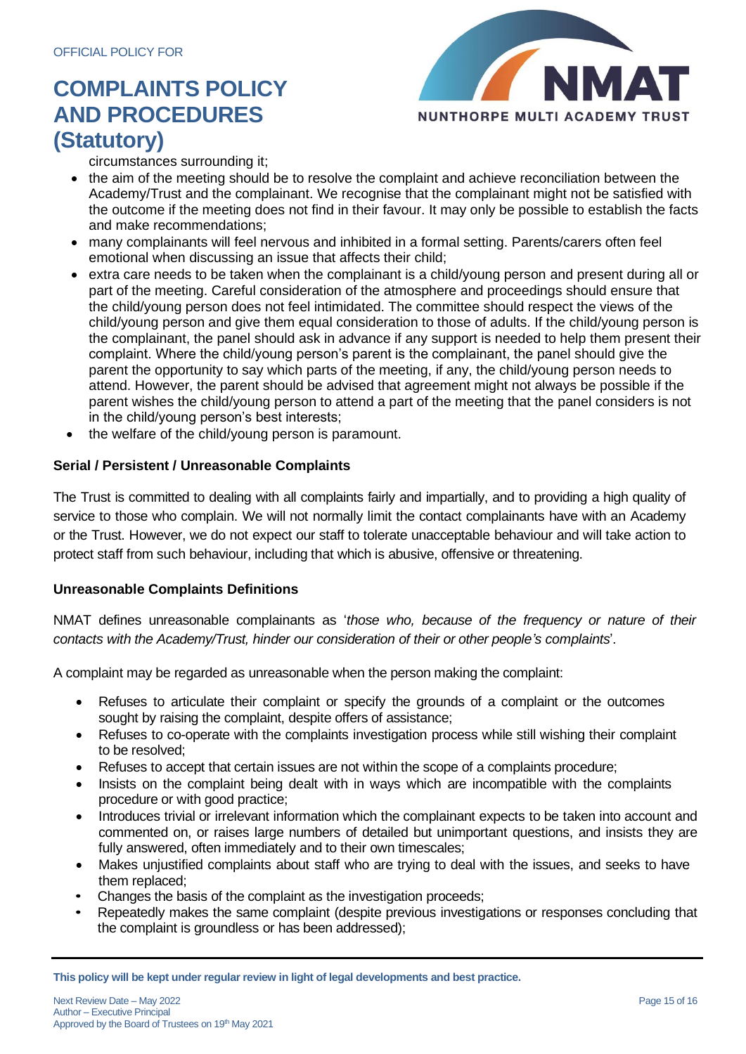circumstances surrounding it;

- the aim of the meeting should be to resolve the complaint and achieve reconciliation between the Academy/Trust and the complainant. We recognise that the complainant might not be satisfied with the outcome if the meeting does not find in their favour. It may only be possible to establish the facts and make recommendations;
- many complainants will feel nervous and inhibited in a formal setting. Parents/carers often feel emotional when discussing an issue that affects their child;
- extra care needs to be taken when the complainant is a child/young person and present during all or part of the meeting. Careful consideration of the atmosphere and proceedings should ensure that the child/young person does not feel intimidated. The committee should respect the views of the child/young person and give them equal consideration to those of adults. If the child/young person is the complainant, the panel should ask in advance if any support is needed to help them present their complaint. Where the child/young person's parent is the complainant, the panel should give the parent the opportunity to say which parts of the meeting, if any, the child/young person needs to attend. However, the parent should be advised that agreement might not always be possible if the parent wishes the child/young person to attend a part of the meeting that the panel considers is not in the child/young person's best interests;
- the welfare of the child/young person is paramount.

**Serial / Persistent / Unreasonable Complaints**

The Trust is committed to dealing with all complaints fairly and impartially, and to providing a high quality of service to those who complain. We will not normally limit the contact complainants have with an Academy or the Trust. However, we do not expect our staff to tolerate unacceptable behaviour and will take action to protect staff from such behaviour, including that which is abusive, offensive or threatening.

**Unreasonable Complaints Definitions**

NMAT defines unreasonable complainants as '*those who, because of the frequency or nature of their contacts with the Academy/Trust, hinder our consideration of their or other people's complaints*'.

A complaint may be regarded as unreasonable when the person making the complaint:

- Refuses to articulate their complaint or specify the grounds of a complaint or the outcomes sought by raising the complaint, despite offers of assistance;
- Refuses to co-operate with the complaints investigation process while still wishing their complaint to be resolved;
- Refuses to accept that certain issues are not within the scope of a complaints procedure;
- Insists on the complaint being dealt with in ways which are incompatible with the complaints procedure or with good practice;
- Introduces trivial or irrelevant information which the complainant expects to be taken into account and commented on, or raises large numbers of detailed but unimportant questions, and insists they are fully answered, often immediately and to their own timescales;
- Makes unjustified complaints about staff who are trying to deal with the issues, and seeks to have them replaced;
- Changes the basis of the complaint as the investigation proceeds;
- Repeatedly makes the same complaint (despite previous investigations or responses concluding that the complaint is groundless or has been addressed);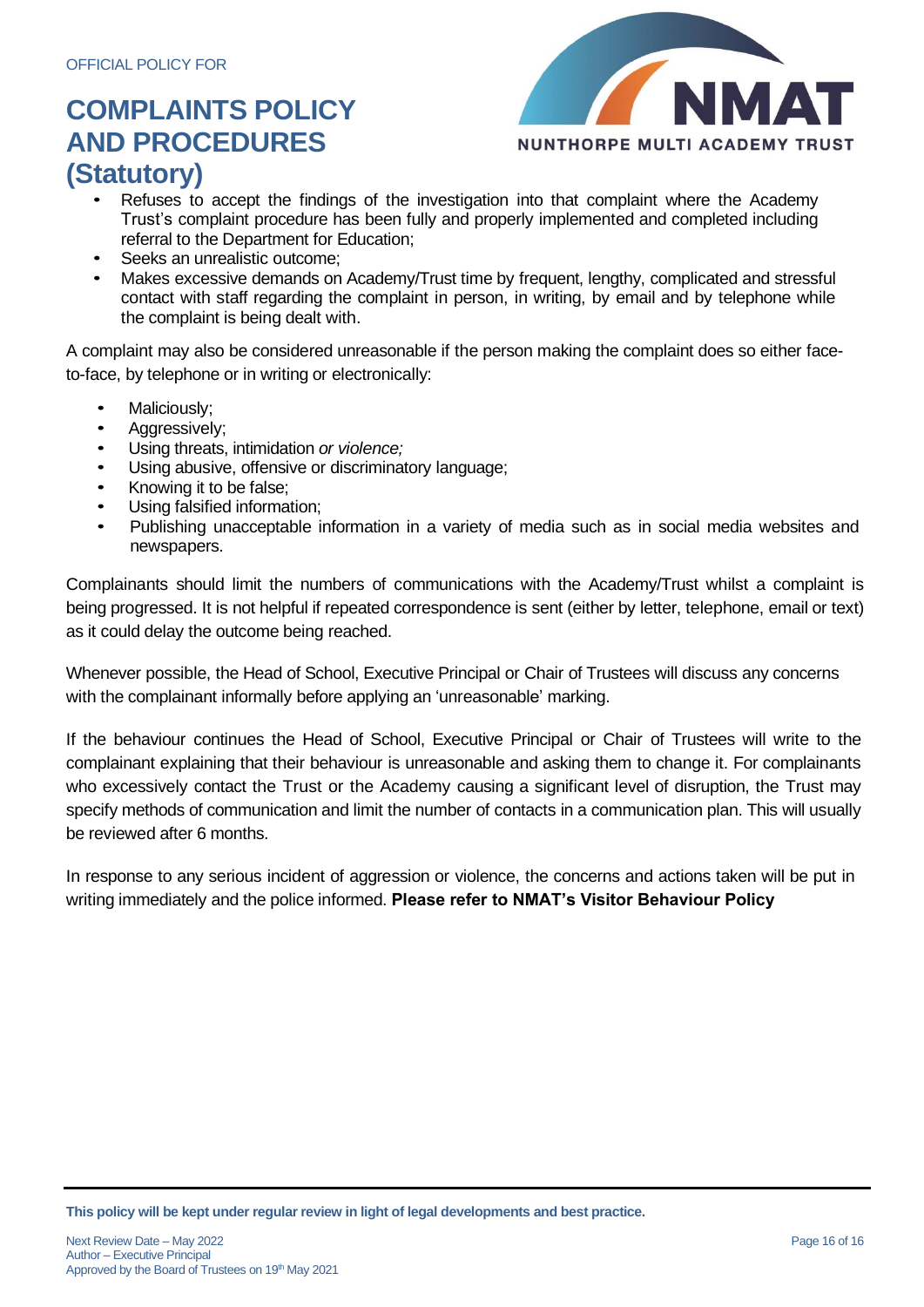- Refuses to accept the findings of the investigation into that complaint where the Academy Trust's complaint procedure has been fully and properly implemented and completed including referral to the Department for Education;
- Seeks an unrealistic outcome;
- Makes excessive demands on Academy/Trust time by frequent, lengthy, complicated and stressful contact with staff regarding the complaint in person, in writing, by email and by telephone while the complaint is being dealt with.

A complaint may also be considered unreasonable if the person making the complaint does so either face-to-face, by telephone or in writing or electronically:

- Maliciously;
- Aggressively;
- Using threats, intimidation *or violence;*
- Using abusive, offensive or discriminatory language;
- Knowing it to be false;
- Using falsified information;
- Publishing unacceptable information in a variety of media such as in social media websites and newspapers.

Complainants should limit the numbers of communications with the Academy/Trust whilst a complaint is being progressed. It is not helpful if repeated correspondence is sent (either by letter, telephone, email or text) as it could delay the outcome being reached.

Whenever possible, the Head of School, Executive Principal or Chair of Trustees will discuss any concerns with the complainant informally before applying an 'unreasonable' marking.

If the behaviour continues the Head of School, Executive Principal or Chair of Trustees will write to the complainant explaining that their behaviour is unreasonable and asking them to change it. For complainants who excessively contact the Trust or the Academy causing a significant level of disruption, the Trust may specify methods of communication and limit the number of contacts in a communication plan. This will usually be reviewed after 6 months.

In response to any serious incident of aggression or violence, the concerns and actions taken will be put in writing immediately and the police informed. **Please refer to NMAT's Visitor Behaviour Policy**